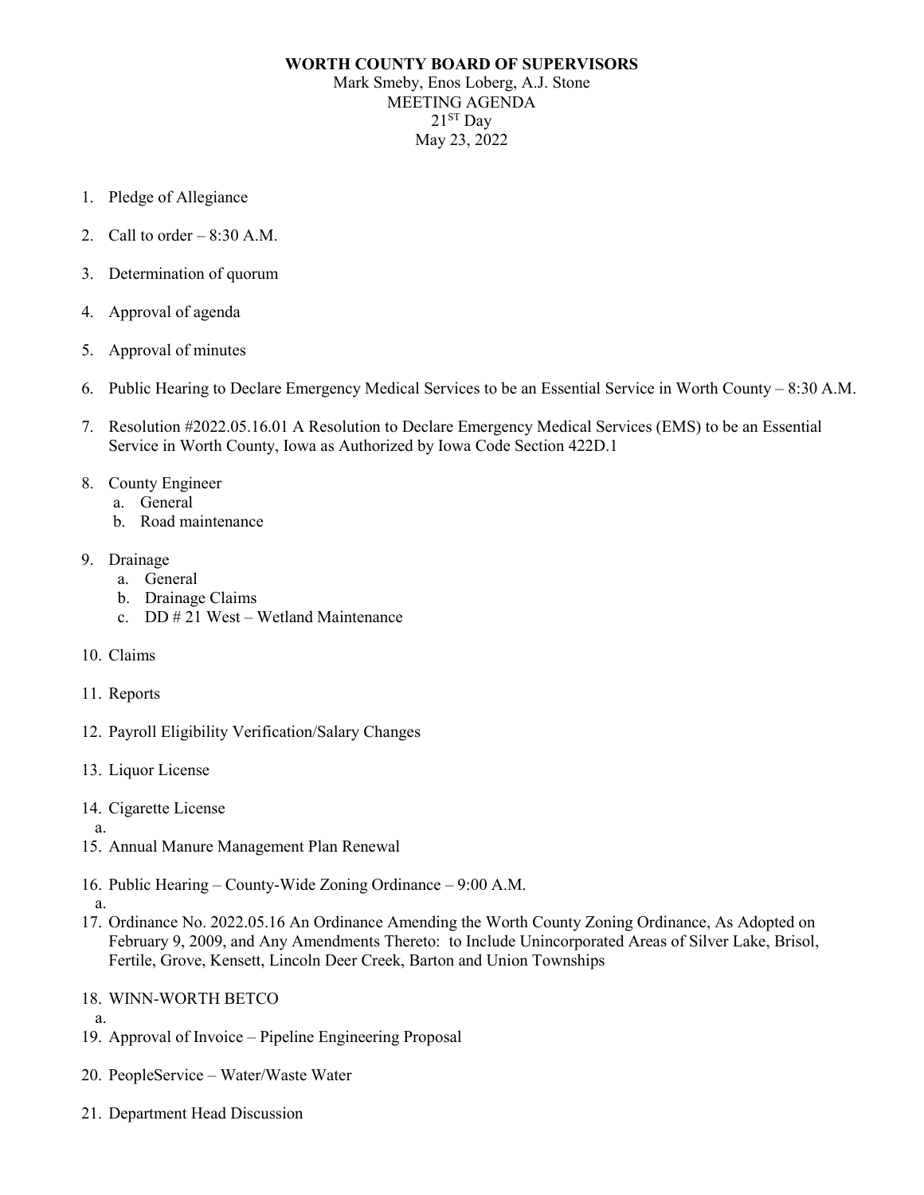**WORTH COUNTY BOARD OF SUPERVISORS**
Mark Smeby, Enos Loberg, A.J. Stone
MEETING AGENDA
21ST Day
May 23, 2022

1. Pledge of Allegiance
2. Call to order – 8:30 A.M.
3. Determination of quorum
4. Approval of agenda
5. Approval of minutes
6. Public Hearing to Declare Emergency Medical Services to be an Essential Service in Worth County – 8:30 A.M.
7. Resolution #2022.05.16.01 A Resolution to Declare Emergency Medical Services (EMS) to be an Essential Service in Worth County, Iowa as Authorized by Iowa Code Section 422D.1
8. County Engineer
   a. General
   b. Road maintenance
9. Drainage
   a. General
   b. Drainage Claims
   c. DD # 21 West – Wetland Maintenance
10. Claims
11. Reports
12. Payroll Eligibility Verification/Salary Changes
13. Liquor License
14. Cigarette License
    a.
15. Annual Manure Management Plan Renewal
16. Public Hearing – County-Wide Zoning Ordinance – 9:00 A.M.
    a.
17. Ordinance No. 2022.05.16 An Ordinance Amending the Worth County Zoning Ordinance, As Adopted on February 9, 2009, and Any Amendments Thereto: to Include Unincorporated Areas of Silver Lake, Brisol, Fertile, Grove, Kensett, Lincoln Deer Creek, Barton and Union Townships
18. WINN-WORTH BETCO
    a.
19. Approval of Invoice – Pipeline Engineering Proposal
20. PeopleService – Water/Waste Water
21. Department Head Discussion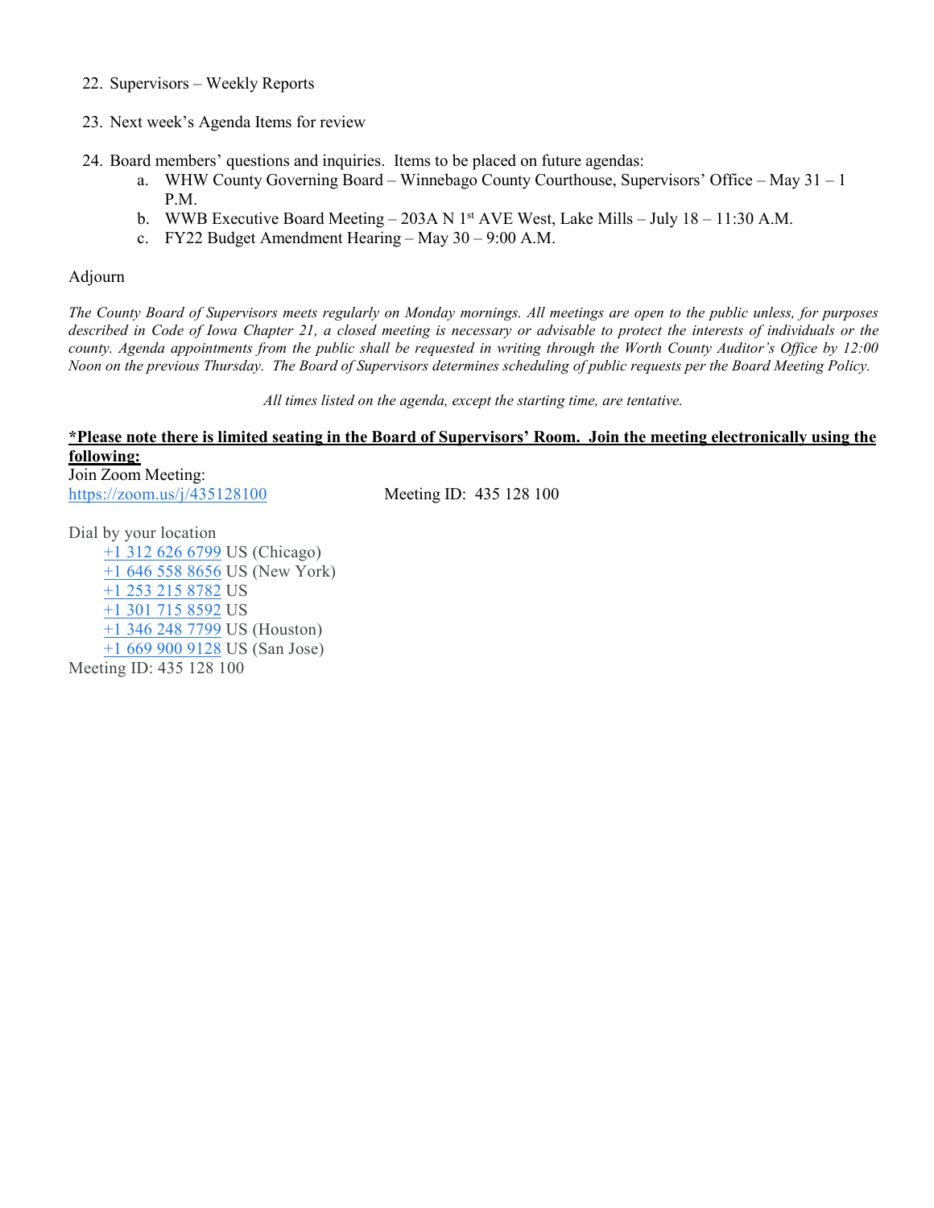22. Supervisors – Weekly Reports

23. Next week's Agenda Items for review

24. Board members' questions and inquiries.  Items to be placed on future agendas:
    a. WHW County Governing Board – Winnebago County Courthouse, Supervisors' Office – May 31 – 1 P.M.
    b. WWB Executive Board Meeting – 203A N 1st AVE West, Lake Mills – July 18 – 11:30 A.M.
    c. FY22 Budget Amendment Hearing – May 30 – 9:00 A.M.

Adjourn

*The County Board of Supervisors meets regularly on Monday mornings. All meetings are open to the public unless, for purposes described in Code of Iowa Chapter 21, a closed meeting is necessary or advisable to protect the interests of individuals or the county. Agenda appointments from the public shall be requested in writing through the Worth County Auditor's Office by 12:00 Noon on the previous Thursday. The Board of Supervisors determines scheduling of public requests per the Board Meeting Policy.*

*All times listed on the agenda, except the starting time, are tentative.*

**\*Please note there is limited seating in the Board of Supervisors' Room. Join the meeting electronically using the following:**

Join Zoom Meeting:
https://zoom.us/j/435128100 Meeting ID: 435 128 100

Dial by your location
+1 312 626 6799 US (Chicago)
+1 646 558 8656 US (New York)
+1 253 215 8782 US
+1 301 715 8592 US
+1 346 248 7799 US (Houston)
+1 669 900 9128 US (San Jose)
Meeting ID: 435 128 100